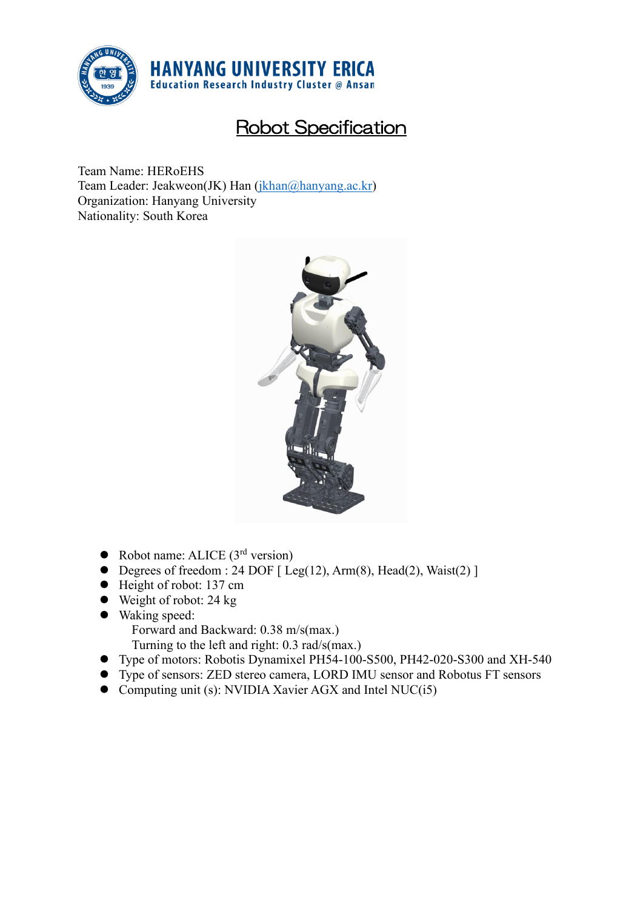HANYANG UNIVERSITY ERICA
Education Research Industry Cluster @ Ansan

# Robot Specification

Team Name: HERoEHS
Team Leader: Jeakweon(JK) Han (jkhan@hanyang.ac.kr)
Organization: Hanyang University
Nationality: South Korea

- Robot name: ALICE (3rd version)
- Degrees of freedom : 24 DOF [ Leg(12), Arm(8), Head(2), Waist(2) ]
- Height of robot: 137 cm
- Weight of robot: 24 kg
- Waking speed:
  Forward and Backward: 0.38 m/s(max.)
  Turning to the left and right: 0.3 rad/s(max.)
- Type of motors: Robotis Dynamixel PH54-100-S500, PH42-020-S300 and XH-540
- Type of sensors: ZED stereo camera, LORD IMU sensor and Robotus FT sensors
- Computing unit (s): NVIDIA Xavier AGX and Intel NUC(i5)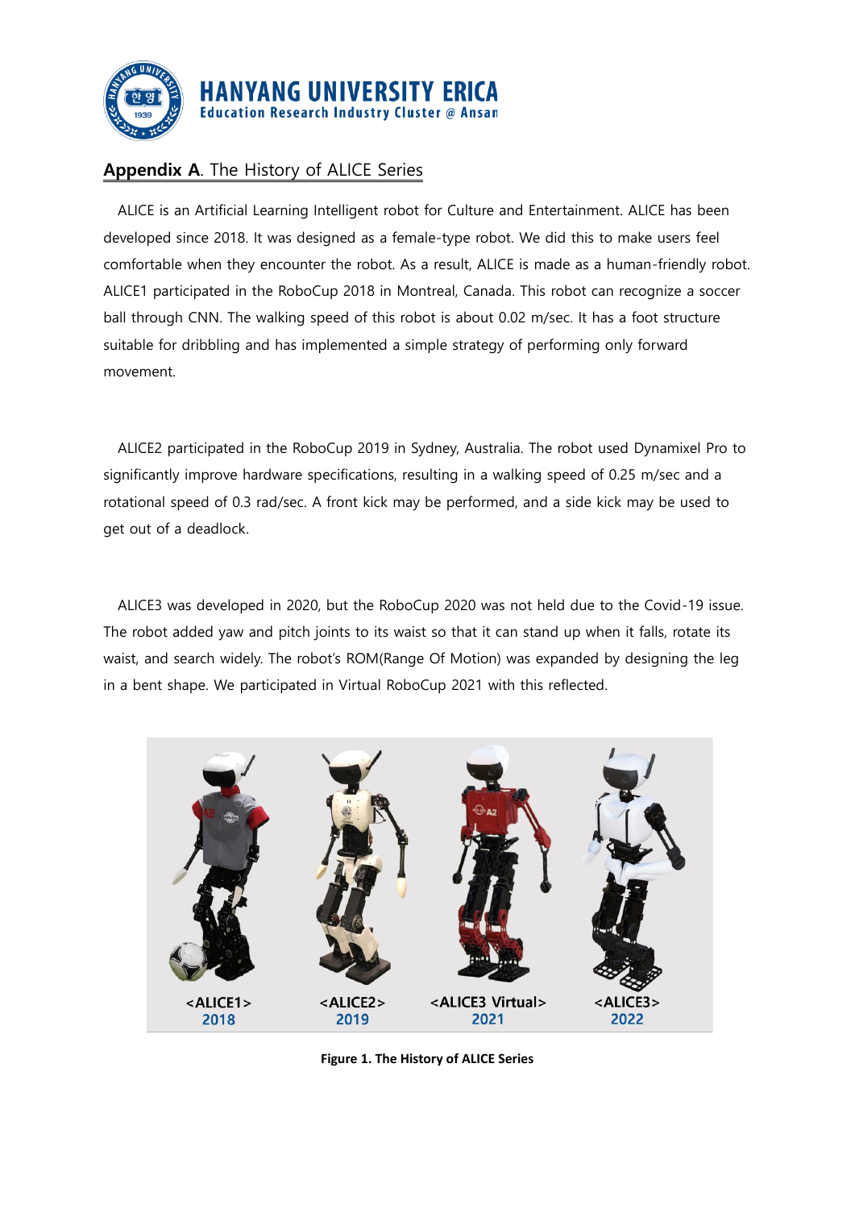## **Appendix A**. The History of ALICE Series

ALICE is an Artificial Learning Intelligent robot for Culture and Entertainment. ALICE has been developed since 2018. It was designed as a female-type robot. We did this to make users feel comfortable when they encounter the robot. As a result, ALICE is made as a human-friendly robot. ALICE1 participated in the RoboCup 2018 in Montreal, Canada. This robot can recognize a soccer ball through CNN. The walking speed of this robot is about 0.02 m/sec. It has a foot structure suitable for dribbling and has implemented a simple strategy of performing only forward movement.

ALICE2 participated in the RoboCup 2019 in Sydney, Australia. The robot used Dynamixel Pro to significantly improve hardware specifications, resulting in a walking speed of 0.25 m/sec and a rotational speed of 0.3 rad/sec. A front kick may be performed, and a side kick may be used to get out of a deadlock.

ALICE3 was developed in 2020, but the RoboCup 2020 was not held due to the Covid-19 issue. The robot added yaw and pitch joints to its waist so that it can stand up when it falls, rotate its waist, and search widely. The robot's ROM(Range Of Motion) was expanded by designing the leg in a bent shape. We participated in Virtual RoboCup 2021 with this reflected.

<ALICE1> 2018 <ALICE2> 2019 <ALICE3 Virtual> 2021 <ALICE3> 2022

**Figure 1. The History of ALICE Series**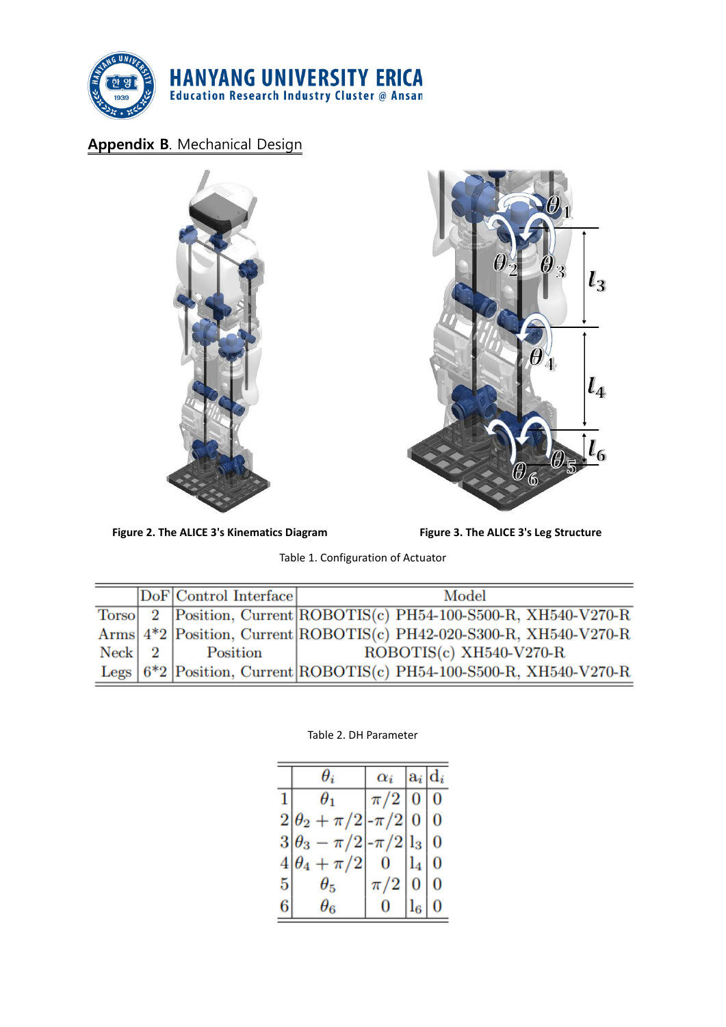## Appendix B. Mechanical Design

Figure 2. The ALICE 3's Kinematics Diagram

Figure 3. The ALICE 3's Leg Structure

Table 1. Configuration of Actuator

| | DoF | Control Interface | Model |
|---|---|---|---|
| Torso | 2 | Position, Current | ROBOTIS(c) PH54-100-S500-R, XH540-V270-R |
| Arms | 4*2 | Position, Current | ROBOTIS(c) PH42-020-S300-R, XH540-V270-R |
| Neck | 2 | Position | ROBOTIS(c) XH540-V270-R |
| Legs | 6*2 | Position, Current | ROBOTIS(c) PH54-100-S500-R, XH540-V270-R |

Table 2. DH Parameter

| | $\theta_i$ | $\alpha_i$ | $a_i$ | $d_i$ |
|---|---|---|---|---|
| 1 | $\theta_1$ | $\pi/2$ | 0 | 0 |
| 2 | $\theta_2 + \pi/2$ | $-\pi/2$ | 0 | 0 |
| 3 | $\theta_3 - \pi/2$ | $-\pi/2$ | $l_3$ | 0 |
| 4 | $\theta_4 + \pi/2$ | 0 | $l_4$ | 0 |
| 5 | $\theta_5$ | $\pi/2$ | 0 | 0 |
| 6 | $\theta_6$ | 0 | $l_6$ | 0 |